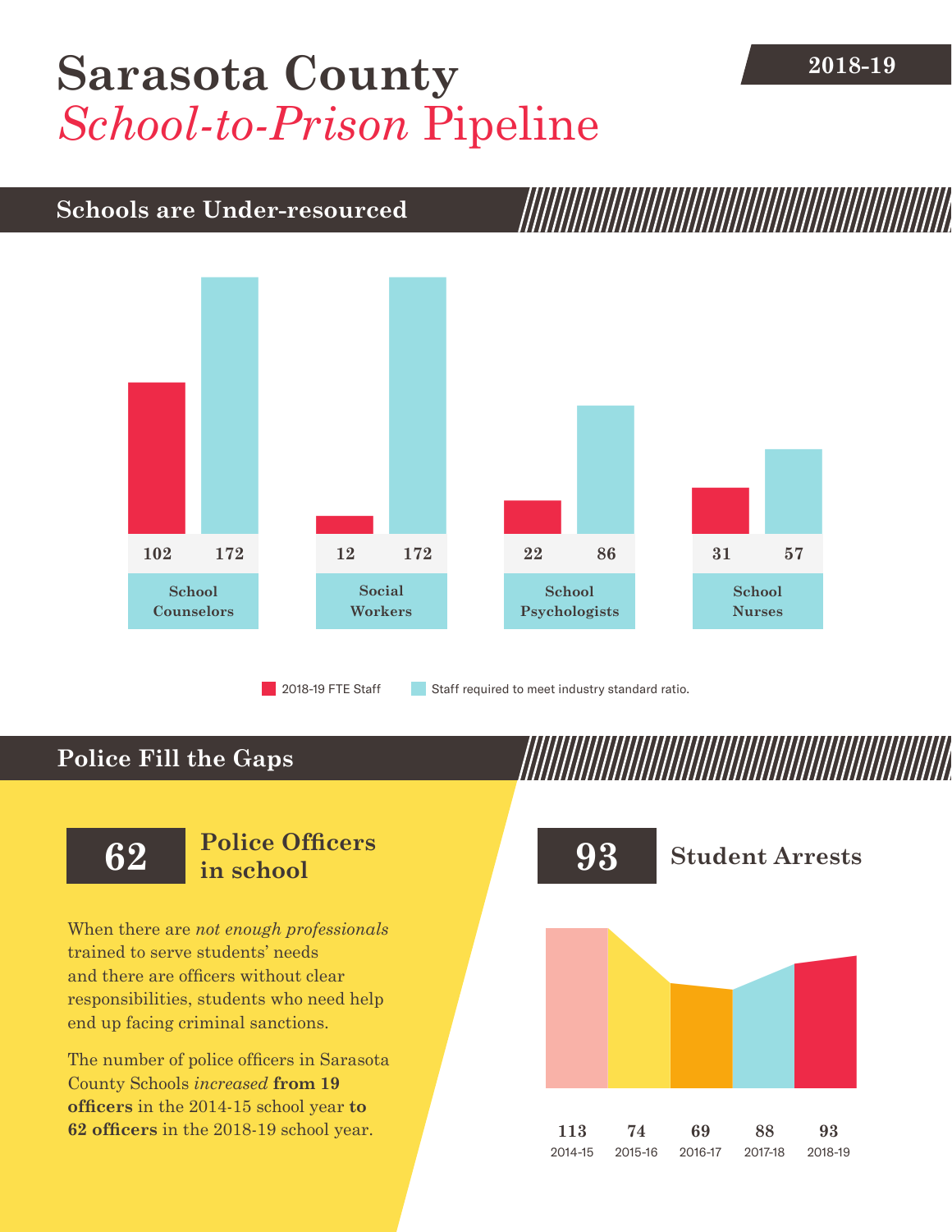# Sarasota County *School-to-Prison* Pipeline

**2018-19**

## Schools are Under-resourced

| | 2018-19 FTE Staff | Staff required to meet industry standard ratio. |
|---|---|---|
| School Counselors | 102 | 172 |
| Social Workers | 12 | 172 |
| School Psychologists | 22 | 86 |
| School Nurses | 31 | 57 |

## Police Fill the Gaps

**62** **Police Officers in school**

When there are *not enough professionals* trained to serve students' needs and there are officers without clear responsibilities, students who need help end up facing criminal sanctions.

The number of police officers in Sarasota County Schools *increased* **from 19 officers** in the 2014-15 school year **to 62 officers** in the 2018-19 school year.

**93** **Student Arrests**

| 2014-15 | 2015-16 | 2016-17 | 2017-18 | 2018-19 |
|---|---|---|---|---|
| 113 | 74 | 69 | 88 | 93 |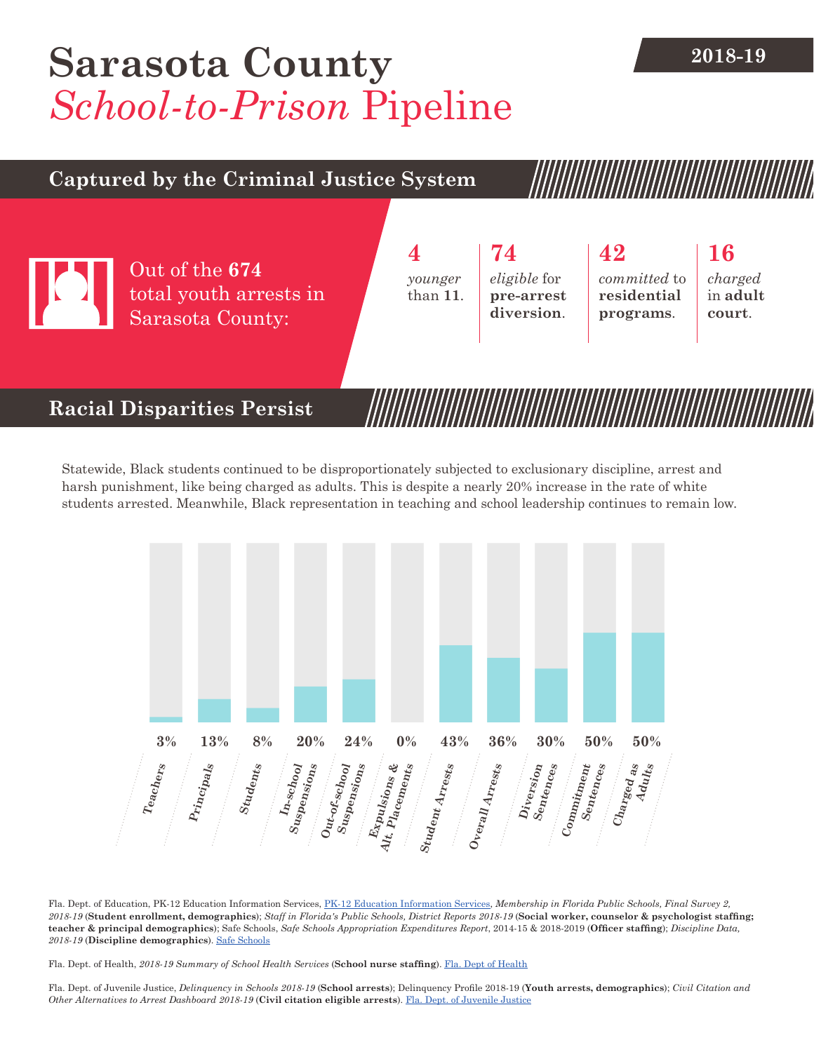# Sarasota County *School-to-Prison* Pipeline

2018-19

## Captured by the Criminal Justice System

Out of the **674** total youth arrests in Sarasota County:

**4** *younger* than **11**.

**74** *eligible* for **pre-arrest diversion**.

**42** *committed* to **residential programs**.

**16** *charged* in **adult court**.

## Racial Disparities Persist

Statewide, Black students continued to be disproportionately subjected to exclusionary discipline, arrest and harsh punishment, like being charged as adults. This is despite a nearly 20% increase in the rate of white students arrested. Meanwhile, Black representation in teaching and school leadership continues to remain low.

3% Teachers
13% Principals
8% Students
20% In-school Suspensions
24% Out-of-school Suspensions
0% Expulsions & Alt. Placements
43% Student Arrests
36% Overall Arrests
30% Diversion Sentences
50% Commitment Sentences
50% Charged as Adults

Fla. Dept. of Education, PK-12 Education Information Services, PK-12 Education Information Services, *Membership in Florida Public Schools, Final Survey 2, 2018-19* (**Student enrollment, demographics**); *Staff in Florida's Public Schools, District Reports 2018-19* (**Social worker, counselor & psychologist staffing; teacher & principal demographics**); Safe Schools, *Safe Schools Appropriation Expenditures Report*, 2014-15 & 2018-2019 (**Officer staffing**); *Discipline Data, 2018-19* (**Discipline demographics**). Safe Schools

Fla. Dept. of Health, *2018-19 Summary of School Health Services* (**School nurse staffing**). Fla. Dept of Health

Fla. Dept. of Juvenile Justice, *Delinquency in Schools 2018-19* (**School arrests**); Delinquency Profile 2018-19 (**Youth arrests, demographics**); *Civil Citation and Other Alternatives to Arrest Dashboard 2018-19* (**Civil citation eligible arrests**). Fla. Dept. of Juvenile Justice